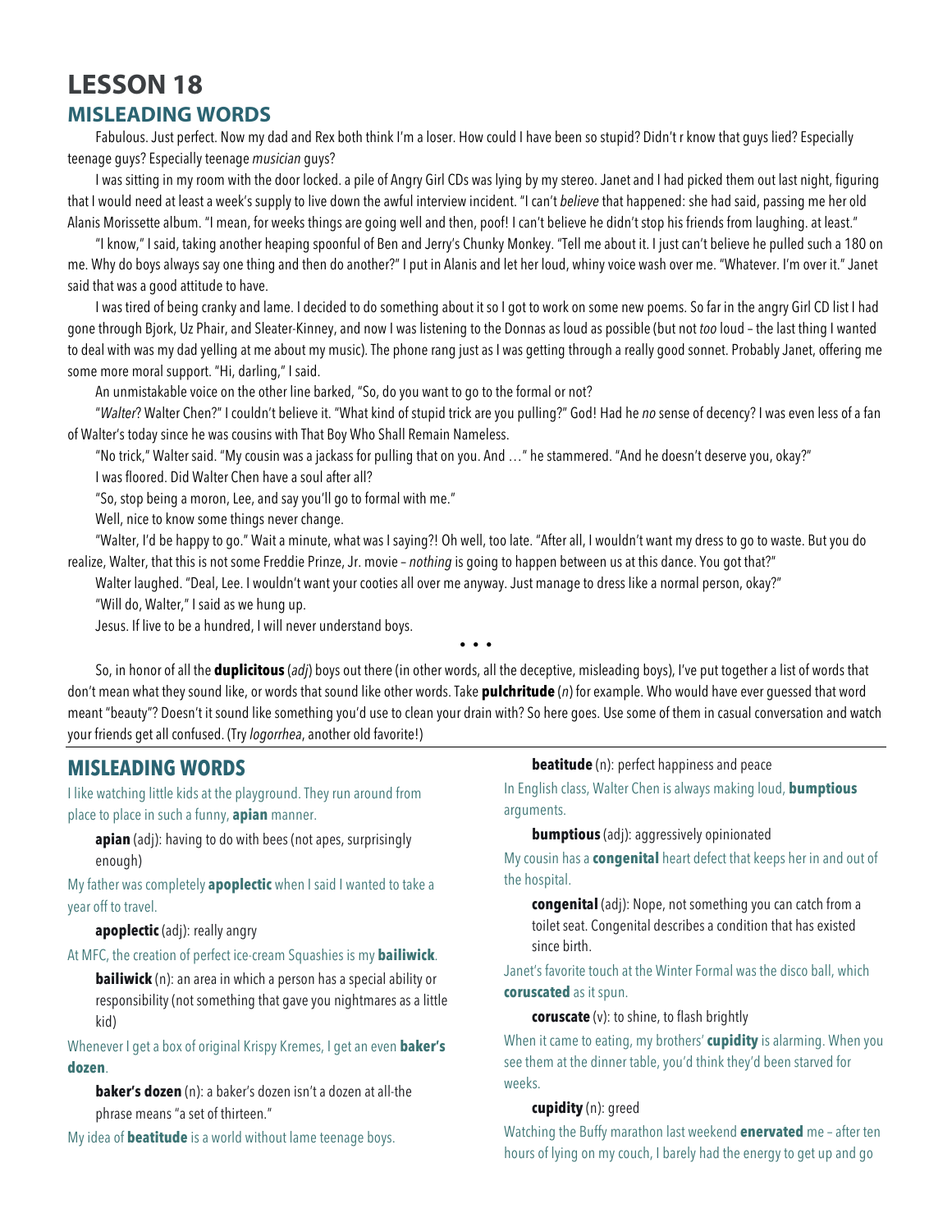# LESSON 18

## MISLEADING WORDS

Fabulous. Just perfect. Now my dad and Rex both think I'm a loser. How could I have been so stupid? Didn't r know that guys lied? Especially teenage guys? Especially teenage *musician* guys?

I was sitting in my room with the door locked. a pile of Angry Girl CDs was lying by my stereo. Janet and I had picked them out last night, figuring that I would need at least a week's supply to live down the awful interview incident. "I can't *believe* that happened: she had said, passing me her old Alanis Morissette album. "I mean, for weeks things are going well and then, poof! I can't believe he didn't stop his friends from laughing. at least."

"I know," I said, taking another heaping spoonful of Ben and Jerry's Chunky Monkey. "Tell me about it. I just can't believe he pulled such a 180 on me. Why do boys always say one thing and then do another?" I put in Alanis and let her loud, whiny voice wash over me. "Whatever. I'm over it." Janet said that was a good attitude to have.

I was tired of being cranky and lame. I decided to do something about it so I got to work on some new poems. So far in the angry Girl CD list I had gone through Bjork, Uz Phair, and Sleater-Kinney, and now I was listening to the Donnas as loud as possible (but not *too* loud – the last thing I wanted to deal with was my dad yelling at me about my music). The phone rang just as I was getting through a really good sonnet. Probably Janet, offering me some more moral support. "Hi, darling," I said.

An unmistakable voice on the other line barked, "So, do you want to go to the formal or not?

"*Walter*? Walter Chen?" I couldn't believe it. "What kind of stupid trick are you pulling?" God! Had he *no* sense of decency? I was even less of a fan of Walter's today since he was cousins with That Boy Who Shall Remain Nameless.

"No trick," Walter said. "My cousin was a jackass for pulling that on you. And …" he stammered. "And he doesn't deserve you, okay?"

I was floored. Did Walter Chen have a soul after all?

"So, stop being a moron, Lee, and say you'll go to formal with me."

Well, nice to know some things never change.

"Walter, I'd be happy to go." Wait a minute, what was I saying?! Oh well, too late. "After all, I wouldn't want my dress to go to waste. But you do realize, Walter, that this is not some Freddie Prinze, Jr. movie – *nothing* is going to happen between us at this dance. You got that?"

Walter laughed. "Deal, Lee. I wouldn't want your cooties all over me anyway. Just manage to dress like a normal person, okay?"

"Will do, Walter," I said as we hung up.

Jesus. If live to be a hundred, I will never understand boys.

• • •

So, in honor of all the **duplicitous** (*adj*) boys out there (in other words, all the deceptive, misleading boys), I've put together a list of words that don't mean what they sound like, or words that sound like other words. Take **pulchritude** (*n*) for example. Who would have ever guessed that word meant "beauty"? Doesn't it sound like something you'd use to clean your drain with? So here goes. Use some of them in casual conversation and watch your friends get all confused. (Try *logorrhea*, another old favorite!)

## MISLEADING WORDS

I like watching little kids at the playground. They run around from place to place in such a funny, **apian** manner.

> **apian** (adj): having to do with bees (not apes, surprisingly enough)

My father was completely **apoplectic** when I said I wanted to take a year off to travel.

> **apoplectic** (adj): really angry

At MFC, the creation of perfect ice-cream Squashies is my **bailiwick**.

> **bailiwick** (n): an area in which a person has a special ability or responsibility (not something that gave you nightmares as a little kid)

Whenever I get a box of original Krispy Kremes, I get an even **baker's dozen**.

> **baker's dozen** (n): a baker's dozen isn't a dozen at all-the phrase means "a set of thirteen."

My idea of **beatitude** is a world without lame teenage boys.

> **beatitude** (n): perfect happiness and peace

In English class, Walter Chen is always making loud, **bumptious** arguments.

> **bumptious** (adj): aggressively opinionated

My cousin has a **congenital** heart defect that keeps her in and out of the hospital.

> **congenital** (adj): Nope, not something you can catch from a toilet seat. Congenital describes a condition that has existed since birth.

Janet's favorite touch at the Winter Formal was the disco ball, which **coruscated** as it spun.

> **coruscate** (v): to shine, to flash brightly

When it came to eating, my brothers' **cupidity** is alarming. When you see them at the dinner table, you'd think they'd been starved for weeks.

> **cupidity** (n): greed

Watching the Buffy marathon last weekend **enervated** me – after ten hours of lying on my couch, I barely had the energy to get up and go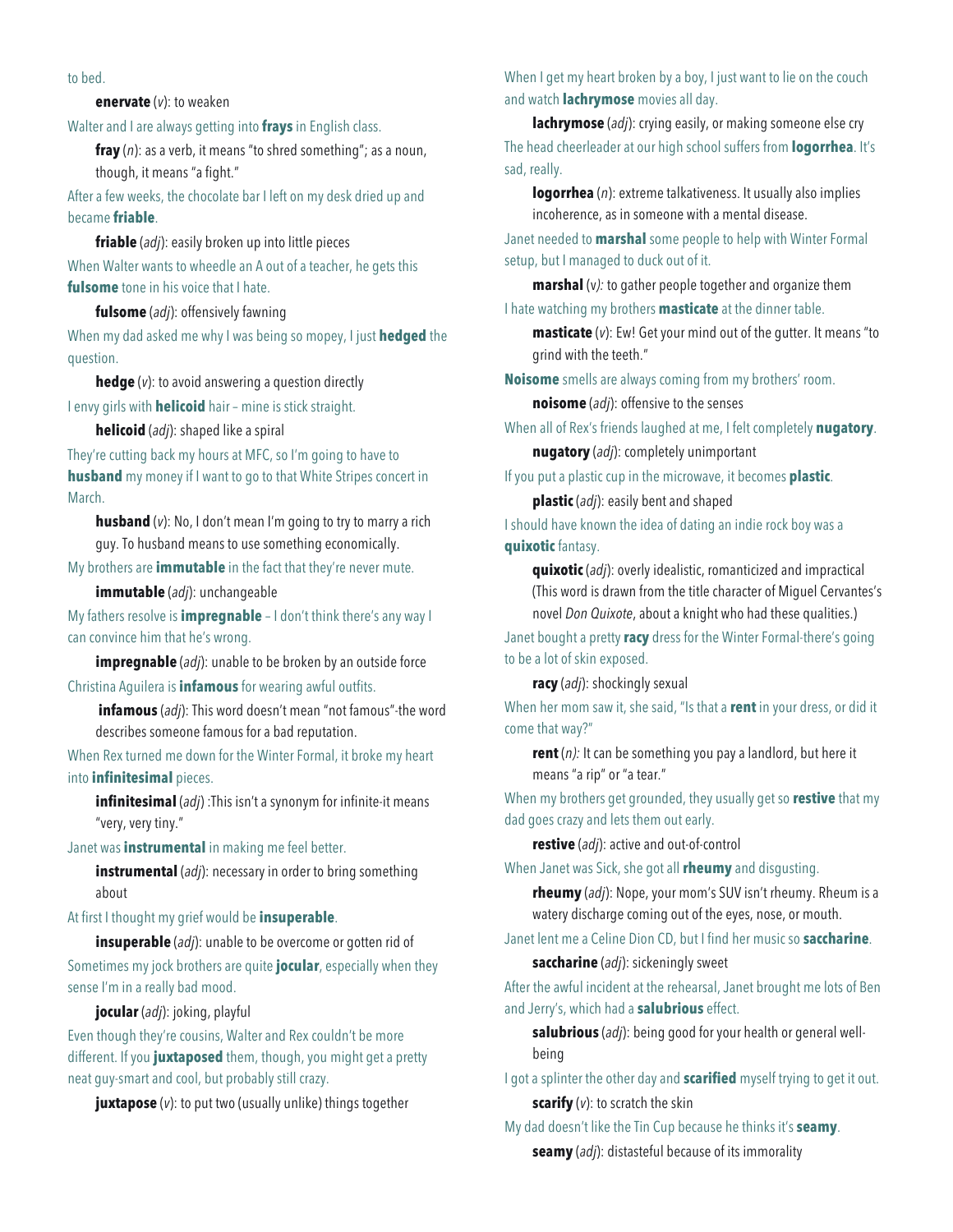to bed.

**enervate** (*v*): to weaken

Walter and I are always getting into **frays** in English class.

**fray** (*n*): as a verb, it means "to shred something"; as a noun, though, it means "a fight."

After a few weeks, the chocolate bar I left on my desk dried up and became **friable**.

**friable** (*adj*): easily broken up into little pieces

When Walter wants to wheedle an A out of a teacher, he gets this **fulsome** tone in his voice that I hate.

**fulsome** (*adj*): offensively fawning

When my dad asked me why I was being so mopey, I just **hedged** the question.

**hedge** (*v*): to avoid answering a question directly

I envy girls with **helicoid** hair – mine is stick straight.

**helicoid** (*adj*): shaped like a spiral

They're cutting back my hours at MFC, so I'm going to have to **husband** my money if I want to go to that White Stripes concert in March.

**husband** (*v*): No, I don't mean I'm going to try to marry a rich guy. To husband means to use something economically.

My brothers are **immutable** in the fact that they're never mute.

**immutable** (*adj*): unchangeable

My fathers resolve is **impregnable** – I don't think there's any way I can convince him that he's wrong.

**impregnable** (*adj*): unable to be broken by an outside force

Christina Aguilera is **infamous** for wearing awful outfits.

**infamous** (*adj*): This word doesn't mean "not famous"-the word describes someone famous for a bad reputation.

When Rex turned me down for the Winter Formal, it broke my heart into **infinitesimal** pieces.

**infinitesimal** (*adj*) :This isn't a synonym for infinite-it means "very, very tiny."

Janet was **instrumental** in making me feel better.

**instrumental** (*adj*): necessary in order to bring something about

At first I thought my grief would be **insuperable**.

**insuperable** (*adj*): unable to be overcome or gotten rid of

Sometimes my jock brothers are quite **jocular**, especially when they sense I'm in a really bad mood.

**jocular** (*adj*): joking, playful

Even though they're cousins, Walter and Rex couldn't be more different. If you **juxtaposed** them, though, you might get a pretty neat guy-smart and cool, but probably still crazy.

**juxtapose** (*v*): to put two (usually unlike) things together

When I get my heart broken by a boy, I just want to lie on the couch and watch **lachrymose** movies all day.

**lachrymose** (*adj*): crying easily, or making someone else cry

The head cheerleader at our high school suffers from **logorrhea**. It's sad, really.

**logorrhea** (*n*): extreme talkativeness. It usually also implies incoherence, as in someone with a mental disease.

Janet needed to **marshal** some people to help with Winter Formal setup, but I managed to duck out of it.

**marshal** (*v*): to gather people together and organize them

I hate watching my brothers **masticate** at the dinner table.

**masticate** (*v*): Ew! Get your mind out of the gutter. It means "to grind with the teeth."

**Noisome** smells are always coming from my brothers' room.

**noisome** (*adj*): offensive to the senses

When all of Rex's friends laughed at me, I felt completely **nugatory**.

**nugatory** (*adj*): completely unimportant

If you put a plastic cup in the microwave, it becomes **plastic**.

**plastic** (*adj*): easily bent and shaped

I should have known the idea of dating an indie rock boy was a **quixotic** fantasy.

**quixotic** (*adj*): overly idealistic, romanticized and impractical (This word is drawn from the title character of Miguel Cervantes's novel *Don Quixote*, about a knight who had these qualities.)

Janet bought a pretty **racy** dress for the Winter Formal-there's going to be a lot of skin exposed.

**racy** (*adj*): shockingly sexual

When her mom saw it, she said, "Is that a **rent** in your dress, or did it come that way?"

**rent** (*n*): It can be something you pay a landlord, but here it means "a rip" or "a tear."

When my brothers get grounded, they usually get so **restive** that my dad goes crazy and lets them out early.

**restive** (*adj*): active and out-of-control

When Janet was Sick, she got all **rheumy** and disgusting.

**rheumy** (*adj*): Nope, your mom's SUV isn't rheumy. Rheum is a watery discharge coming out of the eyes, nose, or mouth.

Janet lent me a Celine Dion CD, but I find her music so **saccharine**.

**saccharine** (*adj*): sickeningly sweet

After the awful incident at the rehearsal, Janet brought me lots of Ben and Jerry's, which had a **salubrious** effect.

**salubrious** (*adj*): being good for your health or general well-being

I got a splinter the other day and **scarified** myself trying to get it out.

**scarify** (*v*): to scratch the skin

My dad doesn't like the Tin Cup because he thinks it's **seamy**.

**seamy** (*adj*): distasteful because of its immorality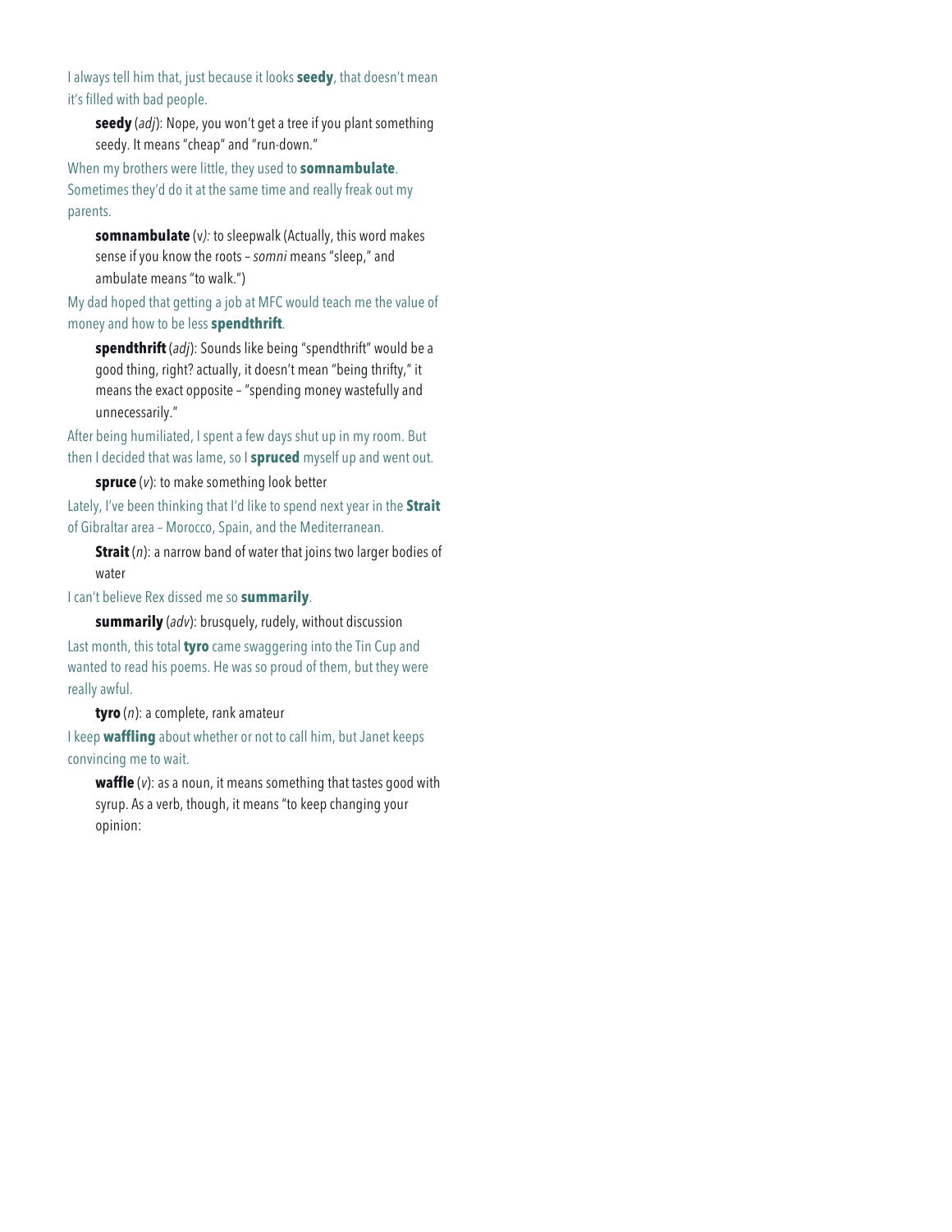I always tell him that, just because it looks **seedy**, that doesn't mean it's filled with bad people.

> **seedy** (*adj*): Nope, you won't get a tree if you plant something seedy. It means "cheap" and "run-down."

When my brothers were little, they used to **somnambulate**. Sometimes they'd do it at the same time and really freak out my parents.

> **somnambulate** (v*):* to sleepwalk (Actually, this word makes sense if you know the roots – *somni* means "sleep," and ambulate means "to walk.")

My dad hoped that getting a job at MFC would teach me the value of money and how to be less **spendthrift**.

> **spendthrift** (*adj*): Sounds like being "spendthrift" would be a good thing, right? actually, it doesn't mean "being thrifty," it means the exact opposite – "spending money wastefully and unnecessarily."

After being humiliated, I spent a few days shut up in my room. But then I decided that was lame, so I **spruced** myself up and went out.

> **spruce** (*v*): to make something look better

Lately, I've been thinking that I'd like to spend next year in the **Strait** of Gibraltar area – Morocco, Spain, and the Mediterranean.

> **Strait** (*n*): a narrow band of water that joins two larger bodies of water

I can't believe Rex dissed me so **summarily**.

> **summarily** (*adv*): brusquely, rudely, without discussion

Last month, this total **tyro** came swaggering into the Tin Cup and wanted to read his poems. He was so proud of them, but they were really awful.

> **tyro** (*n*): a complete, rank amateur

I keep **waffling** about whether or not to call him, but Janet keeps convincing me to wait.

> **waffle** (*v*): as a noun, it means something that tastes good with syrup. As a verb, though, it means "to keep changing your opinion: